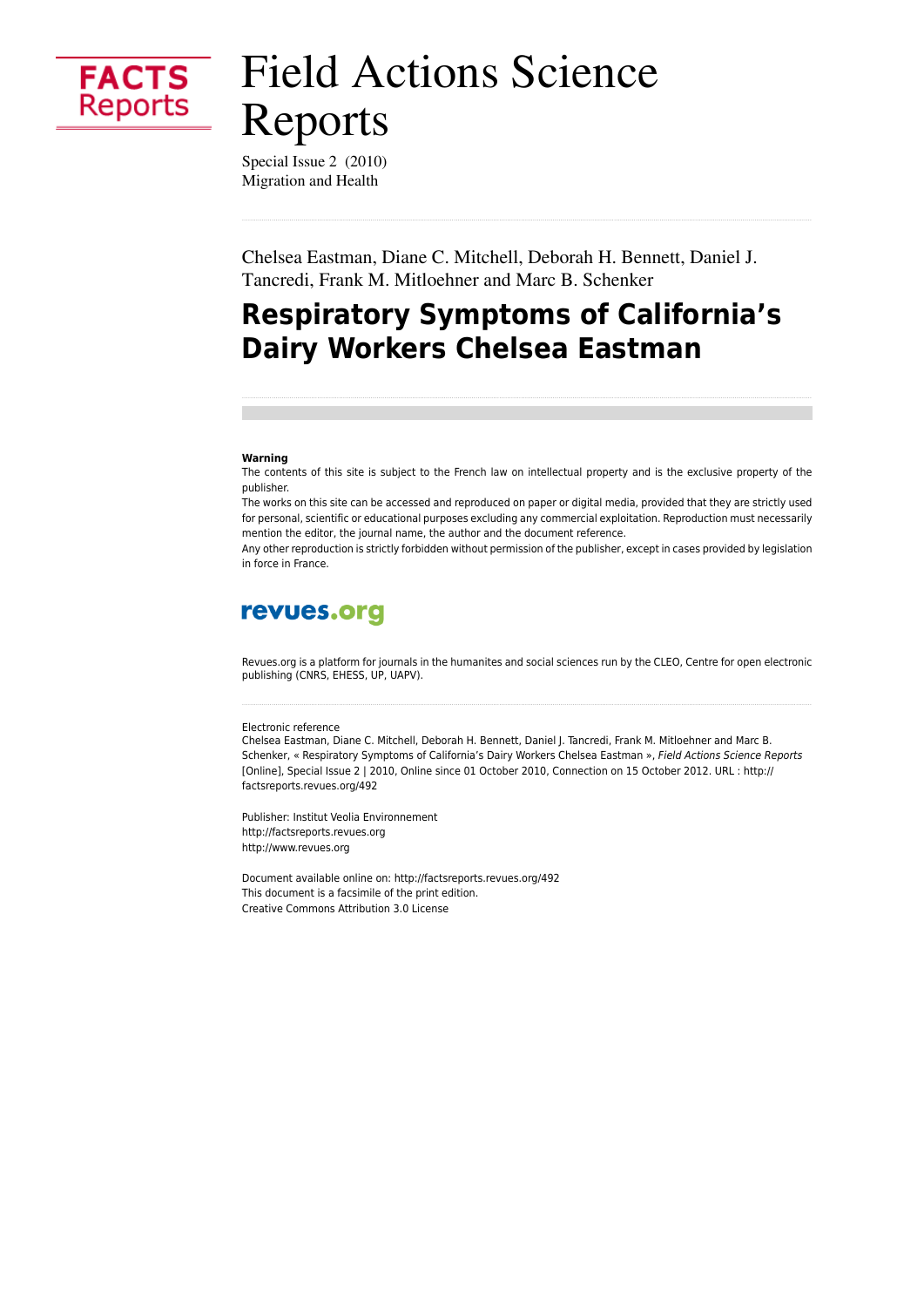FACTS Reports

# Field Actions Science Reports

Special Issue 2 (2010)
Migration and Health

Chelsea Eastman, Diane C. Mitchell, Deborah H. Bennett, Daniel J. Tancredi, Frank M. Mitloehner and Marc B. Schenker

## Respiratory Symptoms of California's Dairy Workers Chelsea Eastman

**Warning**

The contents of this site is subject to the French law on intellectual property and is the exclusive property of the publisher.

The works on this site can be accessed and reproduced on paper or digital media, provided that they are strictly used for personal, scientific or educational purposes excluding any commercial exploitation. Reproduction must necessarily mention the editor, the journal name, the author and the document reference.

Any other reproduction is strictly forbidden without permission of the publisher, except in cases provided by legislation in force in France.

revues.org

Revues.org is a platform for journals in the humanites and social sciences run by the CLEO, Centre for open electronic publishing (CNRS, EHESS, UP, UAPV).

Electronic reference

Chelsea Eastman, Diane C. Mitchell, Deborah H. Bennett, Daniel J. Tancredi, Frank M. Mitloehner and Marc B. Schenker, « Respiratory Symptoms of California's Dairy Workers Chelsea Eastman », *Field Actions Science Reports* [Online], Special Issue 2 | 2010, Online since 01 October 2010, Connection on 15 October 2012. URL : http://factsreports.revues.org/492

Publisher: Institut Veolia Environnement
http://factsreports.revues.org
http://www.revues.org

Document available online on: http://factsreports.revues.org/492
This document is a facsimile of the print edition.
Creative Commons Attribution 3.0 License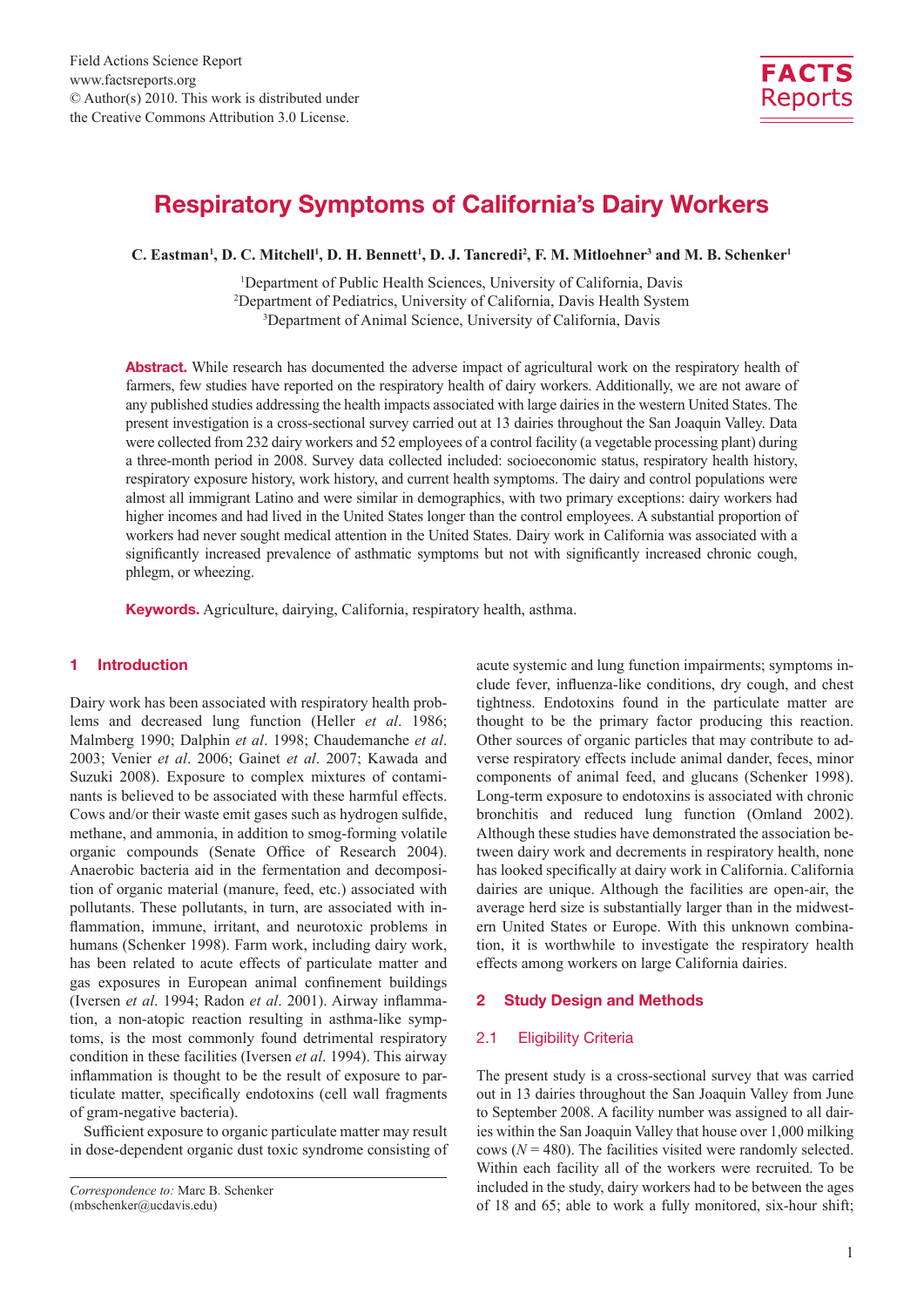# Respiratory Symptoms of California's Dairy Workers

**C. Eastman[1], D. C. Mitchell[1], D. H. Bennett[1], D. J. Tancredi[2], F. M. Mitloehner[3] and M. B. Schenker[1]**

[1]Department of Public Health Sciences, University of California, Davis
[2]Department of Pediatrics, University of California, Davis Health System
[3]Department of Animal Science, University of California, Davis

**Abstract.** While research has documented the adverse impact of agricultural work on the respiratory health of farmers, few studies have reported on the respiratory health of dairy workers. Additionally, we are not aware of any published studies addressing the health impacts associated with large dairies in the western United States. The present investigation is a cross-sectional survey carried out at 13 dairies throughout the San Joaquin Valley. Data were collected from 232 dairy workers and 52 employees of a control facility (a vegetable processing plant) during a three-month period in 2008. Survey data collected included: socioeconomic status, respiratory health history, respiratory exposure history, work history, and current health symptoms. The dairy and control populations were almost all immigrant Latino and were similar in demographics, with two primary exceptions: dairy workers had higher incomes and had lived in the United States longer than the control employees. A substantial proportion of workers had never sought medical attention in the United States. Dairy work in California was associated with a significantly increased prevalence of asthmatic symptoms but not with significantly increased chronic cough, phlegm, or wheezing.

**Keywords.** Agriculture, dairying, California, respiratory health, asthma.

## 1 Introduction

Dairy work has been associated with respiratory health problems and decreased lung function (Heller *et al*. 1986; Malmberg 1990; Dalphin *et al*. 1998; Chaudemanche *et al*. 2003; Venier *et al*. 2006; Gainet *et al*. 2007; Kawada and Suzuki 2008). Exposure to complex mixtures of contaminants is believed to be associated with these harmful effects. Cows and/or their waste emit gases such as hydrogen sulfide, methane, and ammonia, in addition to smog-forming volatile organic compounds (Senate Office of Research 2004). Anaerobic bacteria aid in the fermentation and decomposition of organic material (manure, feed, etc.) associated with pollutants. These pollutants, in turn, are associated with inflammation, immune, irritant, and neurotoxic problems in humans (Schenker 1998). Farm work, including dairy work, has been related to acute effects of particulate matter and gas exposures in European animal confinement buildings (Iversen *et al*. 1994; Radon *et al*. 2001). Airway inflammation, a non-atopic reaction resulting in asthma-like symptoms, is the most commonly found detrimental respiratory condition in these facilities (Iversen *et al*. 1994). This airway inflammation is thought to be the result of exposure to particulate matter, specifically endotoxins (cell wall fragments of gram-negative bacteria).

Sufficient exposure to organic particulate matter may result in dose-dependent organic dust toxic syndrome consisting of acute systemic and lung function impairments; symptoms include fever, influenza-like conditions, dry cough, and chest tightness. Endotoxins found in the particulate matter are thought to be the primary factor producing this reaction. Other sources of organic particles that may contribute to adverse respiratory effects include animal dander, feces, minor components of animal feed, and glucans (Schenker 1998). Long-term exposure to endotoxins is associated with chronic bronchitis and reduced lung function (Omland 2002). Although these studies have demonstrated the association between dairy work and decrements in respiratory health, none has looked specifically at dairy work in California. California dairies are unique. Although the facilities are open-air, the average herd size is substantially larger than in the midwestern United States or Europe. With this unknown combination, it is worthwhile to investigate the respiratory health effects among workers on large California dairies.

## 2 Study Design and Methods

### 2.1 Eligibility Criteria

The present study is a cross-sectional survey that was carried out in 13 dairies throughout the San Joaquin Valley from June to September 2008. A facility number was assigned to all dairies within the San Joaquin Valley that house over 1,000 milking cows ($N = 480$). The facilities visited were randomly selected. Within each facility all of the workers were recruited. To be included in the study, dairy workers had to be between the ages of 18 and 65; able to work a fully monitored, six-hour shift;

*Correspondence to:* Marc B. Schenker (mbschenker@ucdavis.edu)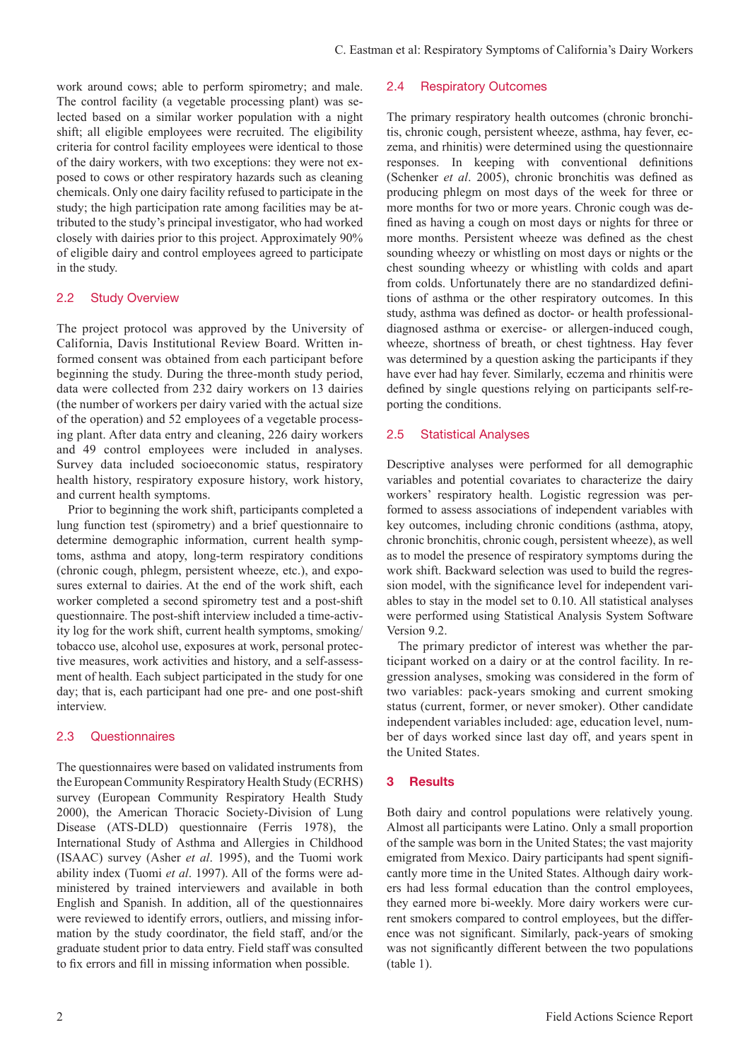work around cows; able to perform spirometry; and male. The control facility (a vegetable processing plant) was selected based on a similar worker population with a night shift; all eligible employees were recruited. The eligibility criteria for control facility employees were identical to those of the dairy workers, with two exceptions: they were not exposed to cows or other respiratory hazards such as cleaning chemicals. Only one dairy facility refused to participate in the study; the high participation rate among facilities may be attributed to the study's principal investigator, who had worked closely with dairies prior to this project. Approximately 90% of eligible dairy and control employees agreed to participate in the study.

## 2.2 Study Overview

The project protocol was approved by the University of California, Davis Institutional Review Board. Written informed consent was obtained from each participant before beginning the study. During the three-month study period, data were collected from 232 dairy workers on 13 dairies (the number of workers per dairy varied with the actual size of the operation) and 52 employees of a vegetable processing plant. After data entry and cleaning, 226 dairy workers and 49 control employees were included in analyses. Survey data included socioeconomic status, respiratory health history, respiratory exposure history, work history, and current health symptoms.

Prior to beginning the work shift, participants completed a lung function test (spirometry) and a brief questionnaire to determine demographic information, current health symptoms, asthma and atopy, long-term respiratory conditions (chronic cough, phlegm, persistent wheeze, etc.), and exposures external to dairies. At the end of the work shift, each worker completed a second spirometry test and a post-shift questionnaire. The post-shift interview included a time-activity log for the work shift, current health symptoms, smoking/tobacco use, alcohol use, exposures at work, personal protective measures, work activities and history, and a self-assessment of health. Each subject participated in the study for one day; that is, each participant had one pre- and one post-shift interview.

## 2.3 Questionnaires

The questionnaires were based on validated instruments from the European Community Respiratory Health Study (ECRHS) survey (European Community Respiratory Health Study 2000), the American Thoracic Society-Division of Lung Disease (ATS-DLD) questionnaire (Ferris 1978), the International Study of Asthma and Allergies in Childhood (ISAAC) survey (Asher *et al*. 1995), and the Tuomi work ability index (Tuomi *et al*. 1997). All of the forms were administered by trained interviewers and available in both English and Spanish. In addition, all of the questionnaires were reviewed to identify errors, outliers, and missing information by the study coordinator, the field staff, and/or the graduate student prior to data entry. Field staff was consulted to fix errors and fill in missing information when possible.

## 2.4 Respiratory Outcomes

The primary respiratory health outcomes (chronic bronchitis, chronic cough, persistent wheeze, asthma, hay fever, eczema, and rhinitis) were determined using the questionnaire responses. In keeping with conventional definitions (Schenker *et al*. 2005), chronic bronchitis was defined as producing phlegm on most days of the week for three or more months for two or more years. Chronic cough was defined as having a cough on most days or nights for three or more months. Persistent wheeze was defined as the chest sounding wheezy or whistling on most days or nights or the chest sounding wheezy or whistling with colds and apart from colds. Unfortunately there are no standardized definitions of asthma or the other respiratory outcomes. In this study, asthma was defined as doctor- or health professional-diagnosed asthma or exercise- or allergen-induced cough, wheeze, shortness of breath, or chest tightness. Hay fever was determined by a question asking the participants if they have ever had hay fever. Similarly, eczema and rhinitis were defined by single questions relying on participants self-reporting the conditions.

## 2.5 Statistical Analyses

Descriptive analyses were performed for all demographic variables and potential covariates to characterize the dairy workers' respiratory health. Logistic regression was performed to assess associations of independent variables with key outcomes, including chronic conditions (asthma, atopy, chronic bronchitis, chronic cough, persistent wheeze), as well as to model the presence of respiratory symptoms during the work shift. Backward selection was used to build the regression model, with the significance level for independent variables to stay in the model set to 0.10. All statistical analyses were performed using Statistical Analysis System Software Version 9.2.

The primary predictor of interest was whether the participant worked on a dairy or at the control facility. In regression analyses, smoking was considered in the form of two variables: pack-years smoking and current smoking status (current, former, or never smoker). Other candidate independent variables included: age, education level, number of days worked since last day off, and years spent in the United States.

# 3 Results

Both dairy and control populations were relatively young. Almost all participants were Latino. Only a small proportion of the sample was born in the United States; the vast majority emigrated from Mexico. Dairy participants had spent significantly more time in the United States. Although dairy workers had less formal education than the control employees, they earned more bi-weekly. More dairy workers were current smokers compared to control employees, but the difference was not significant. Similarly, pack-years of smoking was not significantly different between the two populations (table 1).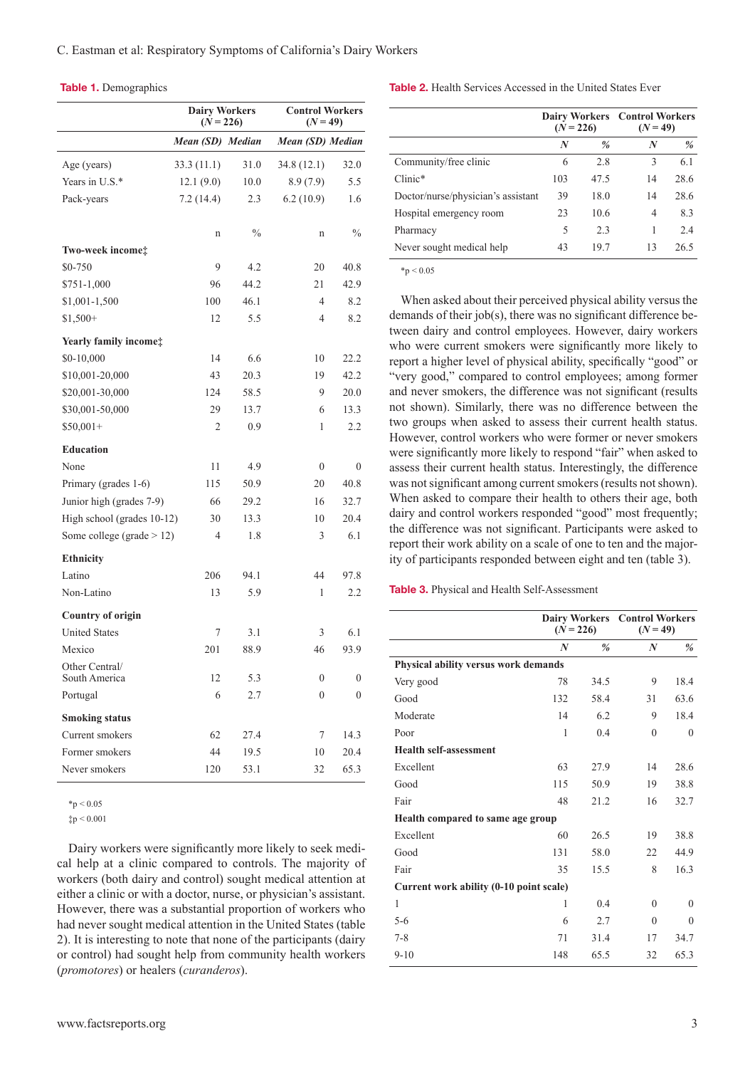**Table 1.** Demographics

| | Dairy Workers ($N = 226$) | | Control Workers ($N = 49$) | |
|---|---|---|---|---|
| | *Mean (SD)* | *Median* | *Mean (SD)* | *Median* |
| Age (years) | 33.3 (11.1) | 31.0 | 34.8 (12.1) | 32.0 |
| Years in U.S.* | 12.1 (9.0) | 10.0 | 8.9 (7.9) | 5.5 |
| Pack-years | 7.2 (14.4) | 2.3 | 6.2 (10.9) | 1.6 |
| | n | % | n | % |
| **Two-week income‡** | | | | |
| $0-750 | 9 | 4.2 | 20 | 40.8 |
| $751-1,000 | 96 | 44.2 | 21 | 42.9 |
| $1,001-1,500 | 100 | 46.1 | 4 | 8.2 |
| $1,500+ | 12 | 5.5 | 4 | 8.2 |
| **Yearly family income‡** | | | | |
| $0-10,000 | 14 | 6.6 | 10 | 22.2 |
| $10,001-20,000 | 43 | 20.3 | 19 | 42.2 |
| $20,001-30,000 | 124 | 58.5 | 9 | 20.0 |
| $30,001-50,000 | 29 | 13.7 | 6 | 13.3 |
| $50,001+ | 2 | 0.9 | 1 | 2.2 |
| **Education** | | | | |
| None | 11 | 4.9 | 0 | 0 |
| Primary (grades 1-6) | 115 | 50.9 | 20 | 40.8 |
| Junior high (grades 7-9) | 66 | 29.2 | 16 | 32.7 |
| High school (grades 10-12) | 30 | 13.3 | 10 | 20.4 |
| Some college (grade > 12) | 4 | 1.8 | 3 | 6.1 |
| **Ethnicity** | | | | |
| Latino | 206 | 94.1 | 44 | 97.8 |
| Non-Latino | 13 | 5.9 | 1 | 2.2 |
| **Country of origin** | | | | |
| United States | 7 | 3.1 | 3 | 6.1 |
| Mexico | 201 | 88.9 | 46 | 93.9 |
| Other Central/ South America | 12 | 5.3 | 0 | 0 |
| Portugal | 6 | 2.7 | 0 | 0 |
| **Smoking status** | | | | |
| Current smokers | 62 | 27.4 | 7 | 14.3 |
| Former smokers | 44 | 19.5 | 10 | 20.4 |
| Never smokers | 120 | 53.1 | 32 | 65.3 |

*$p < 0.05$
‡$p < 0.001$

Dairy workers were significantly more likely to seek medical help at a clinic compared to controls. The majority of workers (both dairy and control) sought medical attention at either a clinic or with a doctor, nurse, or physician's assistant. However, there was a substantial proportion of workers who had never sought medical attention in the United States (table 2). It is interesting to note that none of the participants (dairy or control) had sought help from community health workers (*promotores*) or healers (*curanderos*).

**Table 2.** Health Services Accessed in the United States Ever

| | Dairy Workers ($N = 226$) | | Control Workers ($N = 49$) | |
|---|---|---|---|---|
| | ***N*** | ***%*** | ***N*** | ***%*** |
| Community/free clinic | 6 | 2.8 | 3 | 6.1 |
| Clinic* | 103 | 47.5 | 14 | 28.6 |
| Doctor/nurse/physician's assistant | 39 | 18.0 | 14 | 28.6 |
| Hospital emergency room | 23 | 10.6 | 4 | 8.3 |
| Pharmacy | 5 | 2.3 | 1 | 2.4 |
| Never sought medical help | 43 | 19.7 | 13 | 26.5 |

*$p < 0.05$

When asked about their perceived physical ability versus the demands of their job(s), there was no significant difference between dairy and control employees. However, dairy workers who were current smokers were significantly more likely to report a higher level of physical ability, specifically "good" or "very good," compared to control employees; among former and never smokers, the difference was not significant (results not shown). Similarly, there was no difference between the two groups when asked to assess their current health status. However, control workers who were former or never smokers were significantly more likely to respond "fair" when asked to assess their current health status. Interestingly, the difference was not significant among current smokers (results not shown). When asked to compare their health to others their age, both dairy and control workers responded "good" most frequently; the difference was not significant. Participants were asked to report their work ability on a scale of one to ten and the majority of participants responded between eight and ten (table 3).

**Table 3.** Physical and Health Self-Assessment

| | Dairy Workers ($N = 226$) | | Control Workers ($N = 49$) | |
|---|---|---|---|---|
| | ***N*** | ***%*** | ***N*** | ***%*** |
| **Physical ability versus work demands** | | | | |
| Very good | 78 | 34.5 | 9 | 18.4 |
| Good | 132 | 58.4 | 31 | 63.6 |
| Moderate | 14 | 6.2 | 9 | 18.4 |
| Poor | 1 | 0.4 | 0 | 0 |
| **Health self-assessment** | | | | |
| Excellent | 63 | 27.9 | 14 | 28.6 |
| Good | 115 | 50.9 | 19 | 38.8 |
| Fair | 48 | 21.2 | 16 | 32.7 |
| **Health compared to same age group** | | | | |
| Excellent | 60 | 26.5 | 19 | 38.8 |
| Good | 131 | 58.0 | 22 | 44.9 |
| Fair | 35 | 15.5 | 8 | 16.3 |
| **Current work ability (0-10 point scale)** | | | | |
| 1 | 1 | 0.4 | 0 | 0 |
| 5-6 | 6 | 2.7 | 0 | 0 |
| 7-8 | 71 | 31.4 | 17 | 34.7 |
| 9-10 | 148 | 65.5 | 32 | 65.3 |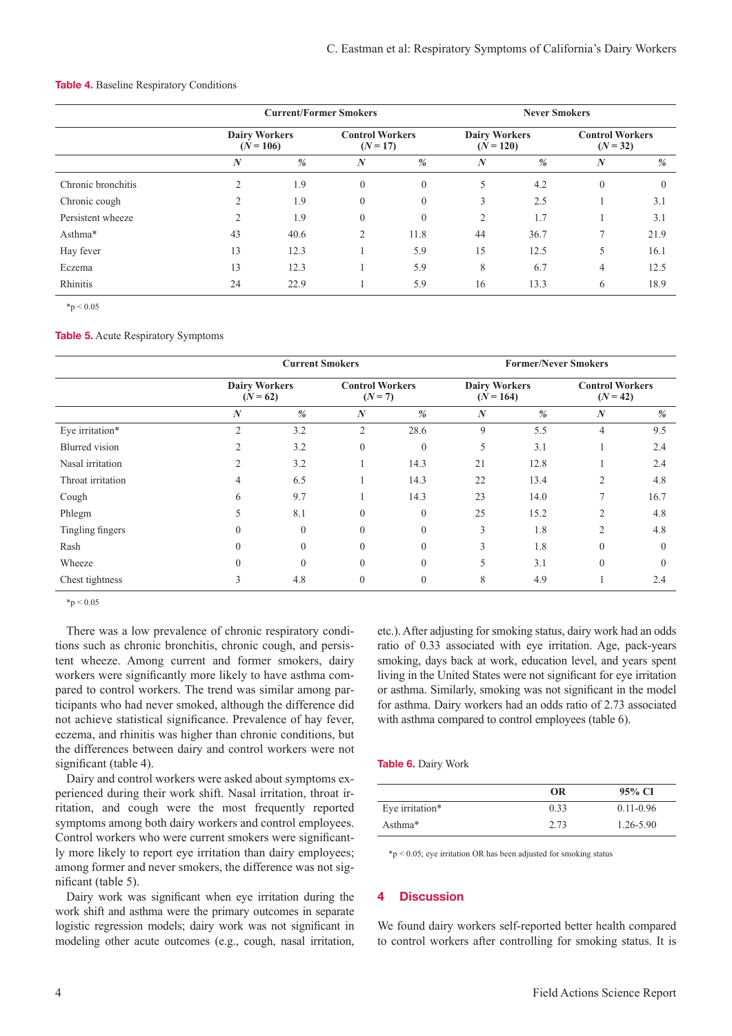**Table 4.** Baseline Respiratory Conditions

| | Current/Former Smokers | | | | Never Smokers | | | |
|---|---|---|---|---|---|---|---|---|
| | Dairy Workers (*N* = 106) | | Control Workers (*N* = 17) | | Dairy Workers (*N* = 120) | | Control Workers (*N* = 32) | |
| | *N* | *%* | *N* | *%* | *N* | *%* | *N* | *%* |
| Chronic bronchitis | 2 | 1.9 | 0 | 0 | 5 | 4.2 | 0 | 0 |
| Chronic cough | 2 | 1.9 | 0 | 0 | 3 | 2.5 | 1 | 3.1 |
| Persistent wheeze | 2 | 1.9 | 0 | 0 | 2 | 1.7 | 1 | 3.1 |
| Asthma* | 43 | 40.6 | 2 | 11.8 | 44 | 36.7 | 7 | 21.9 |
| Hay fever | 13 | 12.3 | 1 | 5.9 | 15 | 12.5 | 5 | 16.1 |
| Eczema | 13 | 12.3 | 1 | 5.9 | 8 | 6.7 | 4 | 12.5 |
| Rhinitis | 24 | 22.9 | 1 | 5.9 | 16 | 13.3 | 6 | 18.9 |

*$p < 0.05$

**Table 5.** Acute Respiratory Symptoms

| | Current Smokers | | | | Former/Never Smokers | | | |
|---|---|---|---|---|---|---|---|---|
| | Dairy Workers (*N* = 62) | | Control Workers (*N* = 7) | | Dairy Workers (*N* = 164) | | Control Workers (*N* = 42) | |
| | *N* | *%* | *N* | *%* | *N* | *%* | *N* | *%* |
| Eye irritation* | 2 | 3.2 | 2 | 28.6 | 9 | 5.5 | 4 | 9.5 |
| Blurred vision | 2 | 3.2 | 0 | 0 | 5 | 3.1 | 1 | 2.4 |
| Nasal irritation | 2 | 3.2 | 1 | 14.3 | 21 | 12.8 | 1 | 2.4 |
| Throat irritation | 4 | 6.5 | 1 | 14.3 | 22 | 13.4 | 2 | 4.8 |
| Cough | 6 | 9.7 | 1 | 14.3 | 23 | 14.0 | 7 | 16.7 |
| Phlegm | 5 | 8.1 | 0 | 0 | 25 | 15.2 | 2 | 4.8 |
| Tingling fingers | 0 | 0 | 0 | 0 | 3 | 1.8 | 2 | 4.8 |
| Rash | 0 | 0 | 0 | 0 | 3 | 1.8 | 0 | 0 |
| Wheeze | 0 | 0 | 0 | 0 | 5 | 3.1 | 0 | 0 |
| Chest tightness | 3 | 4.8 | 0 | 0 | 8 | 4.9 | 1 | 2.4 |

*$p < 0.05$

There was a low prevalence of chronic respiratory conditions such as chronic bronchitis, chronic cough, and persistent wheeze. Among current and former smokers, dairy workers were significantly more likely to have asthma compared to control workers. The trend was similar among participants who had never smoked, although the difference did not achieve statistical significance. Prevalence of hay fever, eczema, and rhinitis was higher than chronic conditions, but the differences between dairy and control workers were not significant (table 4).

Dairy and control workers were asked about symptoms experienced during their work shift. Nasal irritation, throat irritation, and cough were the most frequently reported symptoms among both dairy workers and control employees. Control workers who were current smokers were significantly more likely to report eye irritation than dairy employees; among former and never smokers, the difference was not significant (table 5).

Dairy work was significant when eye irritation during the work shift and asthma were the primary outcomes in separate logistic regression models; dairy work was not significant in modeling other acute outcomes (e.g., cough, nasal irritation, etc.). After adjusting for smoking status, dairy work had an odds ratio of 0.33 associated with eye irritation. Age, pack-years smoking, days back at work, education level, and years spent living in the United States were not significant for eye irritation or asthma. Similarly, smoking was not significant in the model for asthma. Dairy workers had an odds ratio of 2.73 associated with asthma compared to control employees (table 6).

**Table 6.** Dairy Work

| | OR | 95% CI |
|---|---|---|
| Eye irritation* | 0.33 | 0.11-0.96 |
| Asthma* | 2.73 | 1.26-5.90 |

*$p < 0.05$; eye irritation OR has been adjusted for smoking status

## 4 Discussion

We found dairy workers self-reported better health compared to control workers after controlling for smoking status. It is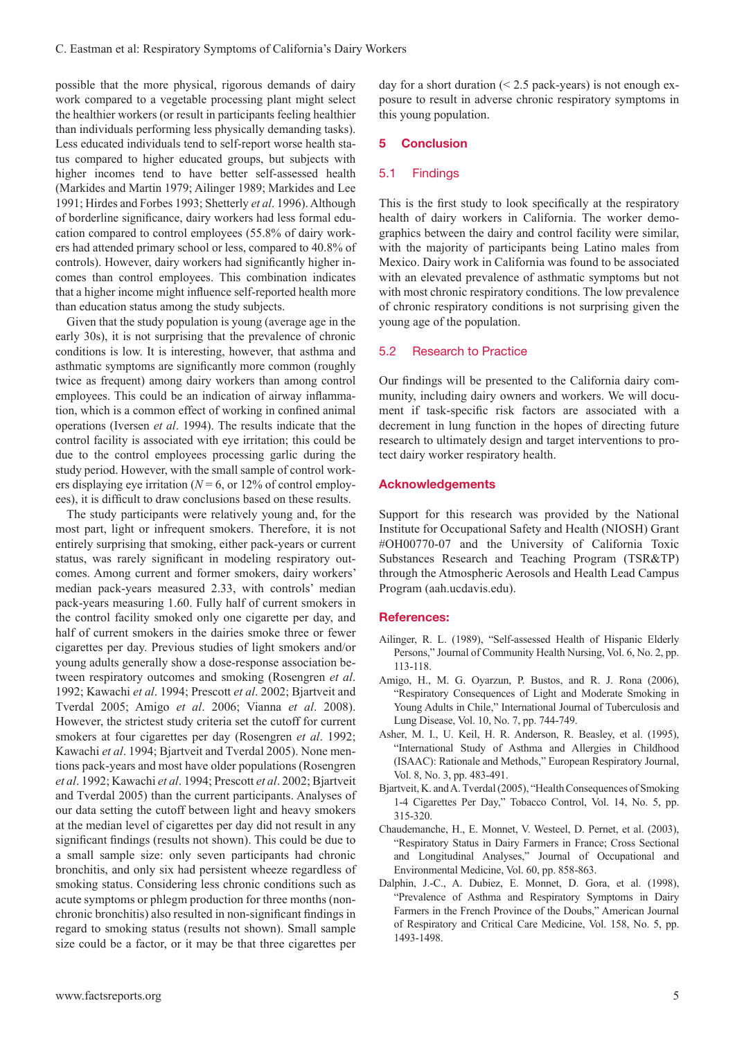possible that the more physical, rigorous demands of dairy work compared to a vegetable processing plant might select the healthier workers (or result in participants feeling healthier than individuals performing less physically demanding tasks). Less educated individuals tend to self-report worse health status compared to higher educated groups, but subjects with higher incomes tend to have better self-assessed health (Markides and Martin 1979; Ailinger 1989; Markides and Lee 1991; Hirdes and Forbes 1993; Shetterly *et al*. 1996). Although of borderline significance, dairy workers had less formal education compared to control employees (55.8% of dairy workers had attended primary school or less, compared to 40.8% of controls). However, dairy workers had significantly higher incomes than control employees. This combination indicates that a higher income might influence self-reported health more than education status among the study subjects.

Given that the study population is young (average age in the early 30s), it is not surprising that the prevalence of chronic conditions is low. It is interesting, however, that asthma and asthmatic symptoms are significantly more common (roughly twice as frequent) among dairy workers than among control employees. This could be an indication of airway inflammation, which is a common effect of working in confined animal operations (Iversen *et al*. 1994). The results indicate that the control facility is associated with eye irritation; this could be due to the control employees processing garlic during the study period. However, with the small sample of control workers displaying eye irritation ($N = 6$, or 12% of control employees), it is difficult to draw conclusions based on these results.

The study participants were relatively young and, for the most part, light or infrequent smokers. Therefore, it is not entirely surprising that smoking, either pack-years or current status, was rarely significant in modeling respiratory outcomes. Among current and former smokers, dairy workers' median pack-years measured 2.33, with controls' median pack-years measuring 1.60. Fully half of current smokers in the control facility smoked only one cigarette per day, and half of current smokers in the dairies smoke three or fewer cigarettes per day. Previous studies of light smokers and/or young adults generally show a dose-response association between respiratory outcomes and smoking (Rosengren *et al*. 1992; Kawachi *et al*. 1994; Prescott *et al*. 2002; Bjartveit and Tverdal 2005; Amigo *et al*. 2006; Vianna *et al*. 2008). However, the strictest study criteria set the cutoff for current smokers at four cigarettes per day (Rosengren *et al*. 1992; Kawachi *et al*. 1994; Bjartveit and Tverdal 2005). None mentions pack-years and most have older populations (Rosengren *et al*. 1992; Kawachi *et al*. 1994; Prescott *et al*. 2002; Bjartveit and Tverdal 2005) than the current participants. Analyses of our data setting the cutoff between light and heavy smokers at the median level of cigarettes per day did not result in any significant findings (results not shown). This could be due to a small sample size: only seven participants had chronic bronchitis, and only six had persistent wheeze regardless of smoking status. Considering less chronic conditions such as acute symptoms or phlegm production for three months (non-chronic bronchitis) also resulted in non-significant findings in regard to smoking status (results not shown). Small sample size could be a factor, or it may be that three cigarettes per day for a short duration (< 2.5 pack-years) is not enough exposure to result in adverse chronic respiratory symptoms in this young population.

## 5 Conclusion

### 5.1 Findings

This is the first study to look specifically at the respiratory health of dairy workers in California. The worker demographics between the dairy and control facility were similar, with the majority of participants being Latino males from Mexico. Dairy work in California was found to be associated with an elevated prevalence of asthmatic symptoms but not with most chronic respiratory conditions. The low prevalence of chronic respiratory conditions is not surprising given the young age of the population.

### 5.2 Research to Practice

Our findings will be presented to the California dairy community, including dairy owners and workers. We will document if task-specific risk factors are associated with a decrement in lung function in the hopes of directing future research to ultimately design and target interventions to protect dairy worker respiratory health.

## Acknowledgements

Support for this research was provided by the National Institute for Occupational Safety and Health (NIOSH) Grant #OH00770-07 and the University of California Toxic Substances Research and Teaching Program (TSR&TP) through the Atmospheric Aerosols and Health Lead Campus Program (aah.ucdavis.edu).

## References:

Ailinger, R. L. (1989), "Self-assessed Health of Hispanic Elderly Persons," Journal of Community Health Nursing, Vol. 6, No. 2, pp. 113-118.

Amigo, H., M. G. Oyarzun, P. Bustos, and R. J. Rona (2006), "Respiratory Consequences of Light and Moderate Smoking in Young Adults in Chile," International Journal of Tuberculosis and Lung Disease, Vol. 10, No. 7, pp. 744-749.

Asher, M. I., U. Keil, H. R. Anderson, R. Beasley, et al. (1995), "International Study of Asthma and Allergies in Childhood (ISAAC): Rationale and Methods," European Respiratory Journal, Vol. 8, No. 3, pp. 483-491.

Bjartveit, K. and A. Tverdal (2005), "Health Consequences of Smoking 1-4 Cigarettes Per Day," Tobacco Control, Vol. 14, No. 5, pp. 315-320.

Chaudemanche, H., E. Monnet, V. Westeel, D. Pernet, et al. (2003), "Respiratory Status in Dairy Farmers in France; Cross Sectional and Longitudinal Analyses," Journal of Occupational and Environmental Medicine, Vol. 60, pp. 858-863.

Dalphin, J.-C., A. Dubiez, E. Monnet, D. Gora, et al. (1998), "Prevalence of Asthma and Respiratory Symptoms in Dairy Farmers in the French Province of the Doubs," American Journal of Respiratory and Critical Care Medicine, Vol. 158, No. 5, pp. 1493-1498.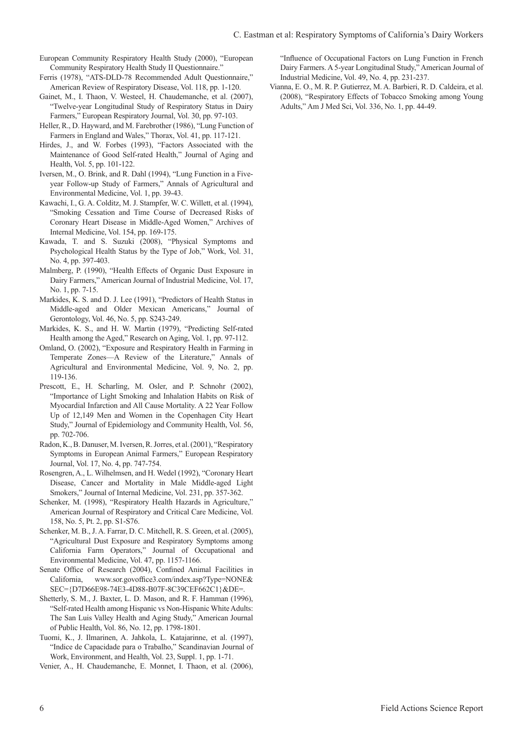European Community Respiratory Health Study (2000), "European Community Respiratory Health Study II Questionnaire."

Ferris (1978), "ATS-DLD-78 Recommended Adult Questionnaire," American Review of Respiratory Disease, Vol. 118, pp. 1-120.

Gainet, M., I. Thaon, V. Westeel, H. Chaudemanche, et al. (2007), "Twelve-year Longitudinal Study of Respiratory Status in Dairy Farmers," European Respiratory Journal, Vol. 30, pp. 97-103.

Heller, R., D. Hayward, and M. Farebrother (1986), "Lung Function of Farmers in England and Wales," Thorax, Vol. 41, pp. 117-121.

Hirdes, J., and W. Forbes (1993), "Factors Associated with the Maintenance of Good Self-rated Health," Journal of Aging and Health, Vol. 5, pp. 101-122.

Iversen, M., O. Brink, and R. Dahl (1994), "Lung Function in a Five-year Follow-up Study of Farmers," Annals of Agricultural and Environmental Medicine, Vol. 1, pp. 39-43.

Kawachi, I., G. A. Colditz, M. J. Stampfer, W. C. Willett, et al. (1994), "Smoking Cessation and Time Course of Decreased Risks of Coronary Heart Disease in Middle-Aged Women," Archives of Internal Medicine, Vol. 154, pp. 169-175.

Kawada, T. and S. Suzuki (2008), "Physical Symptoms and Psychological Health Status by the Type of Job," Work, Vol. 31, No. 4, pp. 397-403.

Malmberg, P. (1990), "Health Effects of Organic Dust Exposure in Dairy Farmers," American Journal of Industrial Medicine, Vol. 17, No. 1, pp. 7-15.

Markides, K. S. and D. J. Lee (1991), "Predictors of Health Status in Middle-aged and Older Mexican Americans," Journal of Gerontology, Vol. 46, No. 5, pp. S243-249.

Markides, K. S., and H. W. Martin (1979), "Predicting Self-rated Health among the Aged," Research on Aging, Vol. 1, pp. 97-112.

Omland, O. (2002), "Exposure and Respiratory Health in Farming in Temperate Zones—A Review of the Literature," Annals of Agricultural and Environmental Medicine, Vol. 9, No. 2, pp. 119-136.

Prescott, E., H. Scharling, M. Osler, and P. Schnohr (2002), "Importance of Light Smoking and Inhalation Habits on Risk of Myocardial Infarction and All Cause Mortality. A 22 Year Follow Up of 12,149 Men and Women in the Copenhagen City Heart Study," Journal of Epidemiology and Community Health, Vol. 56, pp. 702-706.

Radon, K., B. Danuser, M. Iversen, R. Jorres, et al. (2001), "Respiratory Symptoms in European Animal Farmers," European Respiratory Journal, Vol. 17, No. 4, pp. 747-754.

Rosengren, A., L. Wilhelmsen, and H. Wedel (1992), "Coronary Heart Disease, Cancer and Mortality in Male Middle-aged Light Smokers," Journal of Internal Medicine, Vol. 231, pp. 357-362.

Schenker, M. (1998), "Respiratory Health Hazards in Agriculture," American Journal of Respiratory and Critical Care Medicine, Vol. 158, No. 5, Pt. 2, pp. S1-S76.

Schenker, M. B., J. A. Farrar, D. C. Mitchell, R. S. Green, et al. (2005), "Agricultural Dust Exposure and Respiratory Symptoms among California Farm Operators," Journal of Occupational and Environmental Medicine, Vol. 47, pp. 1157-1166.

Senate Office of Research (2004), Confined Animal Facilities in California, www.sor.govoffice3.com/index.asp?Type=NONE&SEC={D7D66E98-74E3-4D88-B07F-8C39CEF662C1}&DE=.

Shetterly, S. M., J. Baxter, L. D. Mason, and R. F. Hamman (1996), "Self-rated Health among Hispanic vs Non-Hispanic White Adults: The San Luis Valley Health and Aging Study," American Journal of Public Health, Vol. 86, No. 12, pp. 1798-1801.

Tuomi, K., J. Ilmarinen, A. Jahkola, L. Katajarinne, et al. (1997), "Indice de Capacidade para o Trabalho," Scandinavian Journal of Work, Environment, and Health, Vol. 23, Suppl. 1, pp. 1-71.

Venier, A., H. Chaudemanche, E. Monnet, I. Thaon, et al. (2006), "Influence of Occupational Factors on Lung Function in French Dairy Farmers. A 5-year Longitudinal Study," American Journal of Industrial Medicine, Vol. 49, No. 4, pp. 231-237.

Vianna, E. O., M. R. P. Gutierrez, M. A. Barbieri, R. D. Caldeira, et al. (2008), "Respiratory Effects of Tobacco Smoking among Young Adults," Am J Med Sci, Vol. 336, No. 1, pp. 44-49.